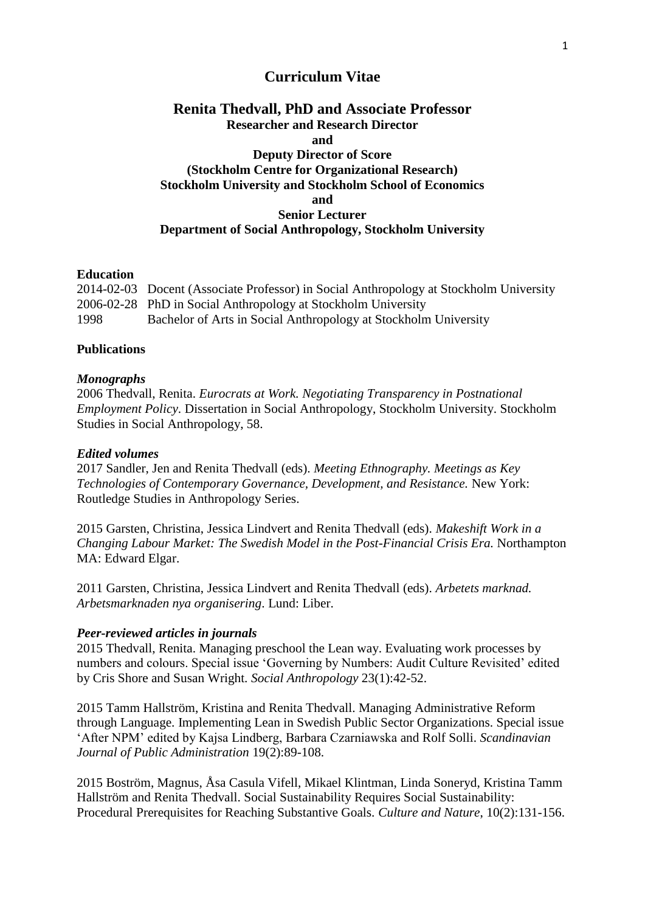# Curriculum Vitae

## Renita Thedvall, PhD and Associate Professor

**Researcher and Research Director**
**and**
**Deputy Director of Score**
**(Stockholm Centre for Organizational Research)**
**Stockholm University and Stockholm School of Economics**
**and**
**Senior Lecturer**
**Department of Social Anthropology, Stockholm University**

### Education

2014-02-03 Docent (Associate Professor) in Social Anthropology at Stockholm University
2006-02-28 PhD in Social Anthropology at Stockholm University
1998 Bachelor of Arts in Social Anthropology at Stockholm University

### Publications

#### *Monographs*

2006 Thedvall, Renita. *Eurocrats at Work. Negotiating Transparency in Postnational Employment Policy*. Dissertation in Social Anthropology, Stockholm University. Stockholm Studies in Social Anthropology, 58.

#### *Edited volumes*

2017 Sandler, Jen and Renita Thedvall (eds). *Meeting Ethnography. Meetings as Key Technologies of Contemporary Governance, Development, and Resistance.* New York: Routledge Studies in Anthropology Series.

2015 Garsten, Christina, Jessica Lindvert and Renita Thedvall (eds). *Makeshift Work in a Changing Labour Market: The Swedish Model in the Post-Financial Crisis Era.* Northampton MA: Edward Elgar.

2011 Garsten, Christina, Jessica Lindvert and Renita Thedvall (eds). *Arbetets marknad. Arbetsmarknaden nya organisering*. Lund: Liber.

#### *Peer-reviewed articles in journals*

2015 Thedvall, Renita. Managing preschool the Lean way. Evaluating work processes by numbers and colours. Special issue 'Governing by Numbers: Audit Culture Revisited' edited by Cris Shore and Susan Wright. *Social Anthropology* 23(1):42-52.

2015 Tamm Hallström, Kristina and Renita Thedvall. Managing Administrative Reform through Language. Implementing Lean in Swedish Public Sector Organizations. Special issue 'After NPM' edited by Kajsa Lindberg, Barbara Czarniawska and Rolf Solli. *Scandinavian Journal of Public Administration* 19(2):89-108.

2015 Boström, Magnus, Åsa Casula Vifell, Mikael Klintman, Linda Soneryd, Kristina Tamm Hallström and Renita Thedvall. Social Sustainability Requires Social Sustainability: Procedural Prerequisites for Reaching Substantive Goals. *Culture and Nature*, 10(2):131-156.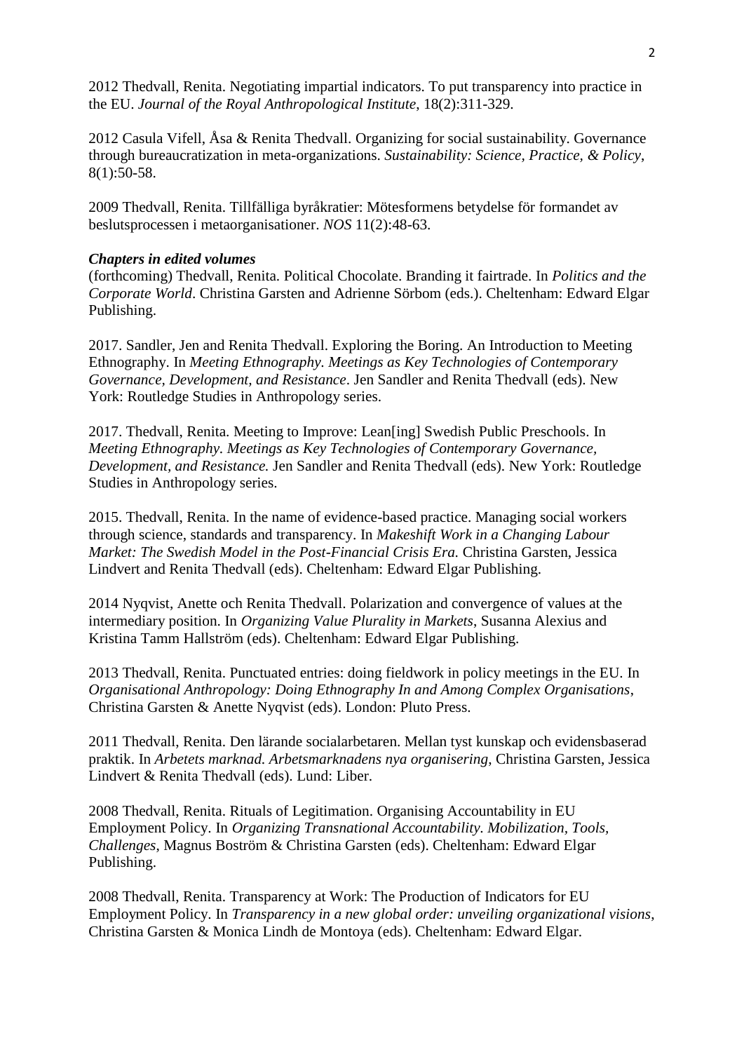2012 Thedvall, Renita. Negotiating impartial indicators. To put transparency into practice in the EU. *Journal of the Royal Anthropological Institute*, 18(2):311-329.

2012 Casula Vifell, Åsa & Renita Thedvall. Organizing for social sustainability. Governance through bureaucratization in meta-organizations. *Sustainability: Science, Practice, & Policy*, 8(1):50-58.

2009 Thedvall, Renita. Tillfälliga byråkratier: Mötesformens betydelse för formandet av beslutsprocessen i metaorganisationer. *NOS* 11(2):48-63.

***Chapters in edited volumes***

(forthcoming) Thedvall, Renita. Political Chocolate. Branding it fairtrade. In *Politics and the Corporate World*. Christina Garsten and Adrienne Sörbom (eds.). Cheltenham: Edward Elgar Publishing.

2017. Sandler, Jen and Renita Thedvall. Exploring the Boring. An Introduction to Meeting Ethnography. In *Meeting Ethnography. Meetings as Key Technologies of Contemporary Governance, Development, and Resistance*. Jen Sandler and Renita Thedvall (eds). New York: Routledge Studies in Anthropology series.

2017. Thedvall, Renita. Meeting to Improve: Lean[ing] Swedish Public Preschools. In *Meeting Ethnography. Meetings as Key Technologies of Contemporary Governance, Development, and Resistance.* Jen Sandler and Renita Thedvall (eds). New York: Routledge Studies in Anthropology series.

2015. Thedvall, Renita. In the name of evidence-based practice. Managing social workers through science, standards and transparency. In *Makeshift Work in a Changing Labour Market: The Swedish Model in the Post-Financial Crisis Era.* Christina Garsten, Jessica Lindvert and Renita Thedvall (eds). Cheltenham: Edward Elgar Publishing.

2014 Nyqvist, Anette och Renita Thedvall. Polarization and convergence of values at the intermediary position. In *Organizing Value Plurality in Markets*, Susanna Alexius and Kristina Tamm Hallström (eds). Cheltenham: Edward Elgar Publishing.

2013 Thedvall, Renita. Punctuated entries: doing fieldwork in policy meetings in the EU. In *Organisational Anthropology: Doing Ethnography In and Among Complex Organisations*, Christina Garsten & Anette Nyqvist (eds). London: Pluto Press.

2011 Thedvall, Renita. Den lärande socialarbetaren. Mellan tyst kunskap och evidensbaserad praktik. In *Arbetets marknad. Arbetsmarknadens nya organisering*, Christina Garsten, Jessica Lindvert & Renita Thedvall (eds). Lund: Liber.

2008 Thedvall, Renita. Rituals of Legitimation. Organising Accountability in EU Employment Policy. In *Organizing Transnational Accountability. Mobilization, Tools, Challenges*, Magnus Boström & Christina Garsten (eds). Cheltenham: Edward Elgar Publishing.

2008 Thedvall, Renita. Transparency at Work: The Production of Indicators for EU Employment Policy. In *Transparency in a new global order: unveiling organizational visions*, Christina Garsten & Monica Lindh de Montoya (eds). Cheltenham: Edward Elgar.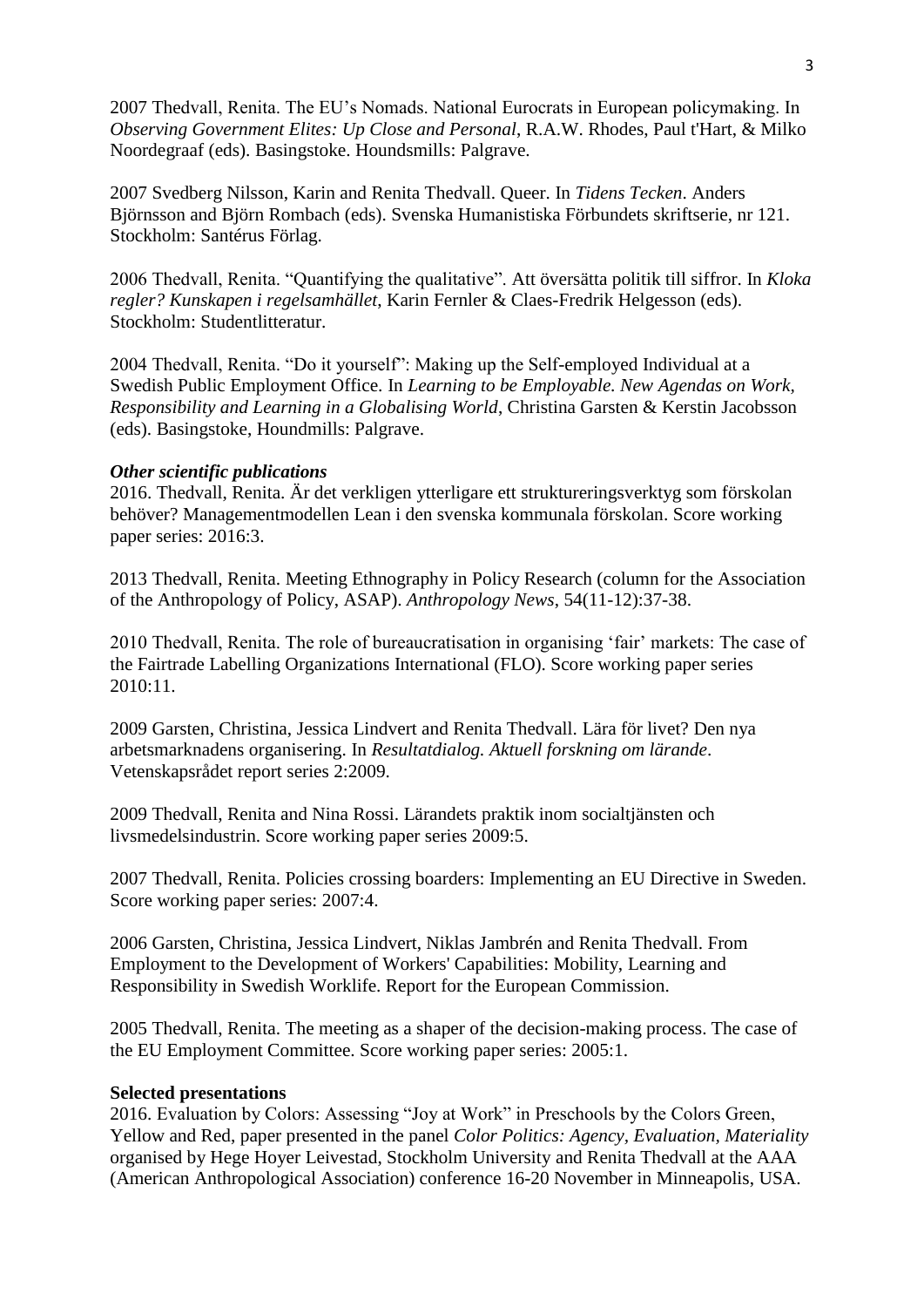2007 Thedvall, Renita. The EU's Nomads. National Eurocrats in European policymaking. In *Observing Government Elites: Up Close and Personal*, R.A.W. Rhodes, Paul t'Hart, & Milko Noordegraaf (eds). Basingstoke. Houndsmills: Palgrave.

2007 Svedberg Nilsson, Karin and Renita Thedvall. Queer. In *Tidens Tecken*. Anders Björnsson and Björn Rombach (eds). Svenska Humanistiska Förbundets skriftserie, nr 121. Stockholm: Santérus Förlag.

2006 Thedvall, Renita. "Quantifying the qualitative". Att översätta politik till siffror. In *Kloka regler? Kunskapen i regelsamhället*, Karin Fernler & Claes-Fredrik Helgesson (eds). Stockholm: Studentlitteratur.

2004 Thedvall, Renita. "Do it yourself": Making up the Self-employed Individual at a Swedish Public Employment Office. In *Learning to be Employable. New Agendas on Work, Responsibility and Learning in a Globalising World*, Christina Garsten & Kerstin Jacobsson (eds). Basingstoke, Houndmills: Palgrave.

***Other scientific publications***

2016. Thedvall, Renita. Är det verkligen ytterligare ett struktureringsverktyg som förskolan behöver? Managementmodellen Lean i den svenska kommunala förskolan. Score working paper series: 2016:3.

2013 Thedvall, Renita. Meeting Ethnography in Policy Research (column for the Association of the Anthropology of Policy, ASAP). *Anthropology News*, 54(11-12):37-38.

2010 Thedvall, Renita. The role of bureaucratisation in organising 'fair' markets: The case of the Fairtrade Labelling Organizations International (FLO). Score working paper series 2010:11.

2009 Garsten, Christina, Jessica Lindvert and Renita Thedvall. Lära för livet? Den nya arbetsmarknadens organisering. In *Resultatdialog. Aktuell forskning om lärande*. Vetenskapsrådet report series 2:2009.

2009 Thedvall, Renita and Nina Rossi. Lärandets praktik inom socialtjänsten och livsmedelsindustrin. Score working paper series 2009:5.

2007 Thedvall, Renita. Policies crossing boarders: Implementing an EU Directive in Sweden. Score working paper series: 2007:4.

2006 Garsten, Christina, Jessica Lindvert, Niklas Jambrén and Renita Thedvall. From Employment to the Development of Workers' Capabilities: Mobility, Learning and Responsibility in Swedish Worklife. Report for the European Commission.

2005 Thedvall, Renita. The meeting as a shaper of the decision-making process. The case of the EU Employment Committee. Score working paper series: 2005:1.

**Selected presentations**

2016. Evaluation by Colors: Assessing "Joy at Work" in Preschools by the Colors Green, Yellow and Red, paper presented in the panel *Color Politics: Agency, Evaluation, Materiality* organised by Hege Hoyer Leivestad, Stockholm University and Renita Thedvall at the AAA (American Anthropological Association) conference 16-20 November in Minneapolis, USA.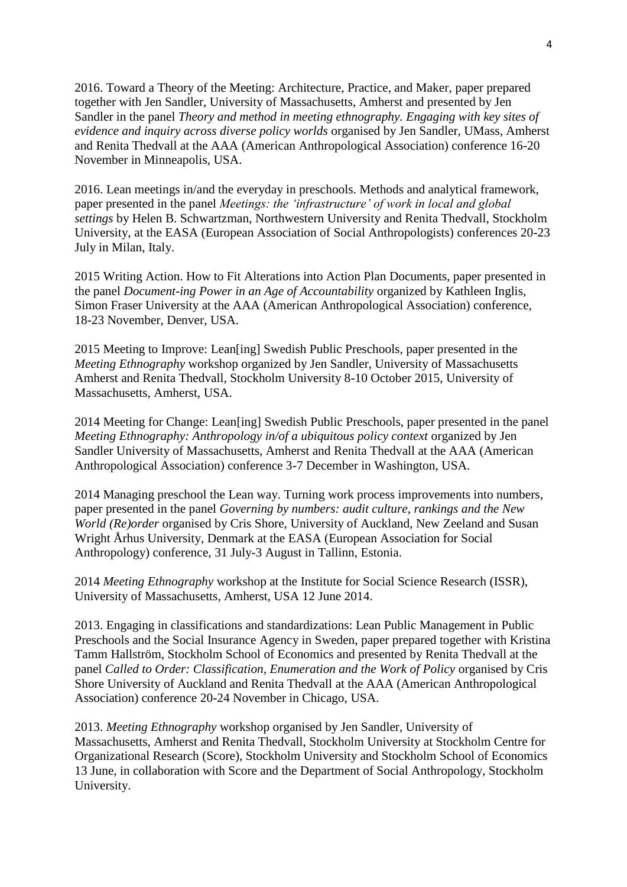2016. Toward a Theory of the Meeting: Architecture, Practice, and Maker, paper prepared together with Jen Sandler, University of Massachusetts, Amherst and presented by Jen Sandler in the panel *Theory and method in meeting ethnography. Engaging with key sites of evidence and inquiry across diverse policy worlds* organised by Jen Sandler, UMass, Amherst and Renita Thedvall at the AAA (American Anthropological Association) conference 16-20 November in Minneapolis, USA.

2016. Lean meetings in/and the everyday in preschools. Methods and analytical framework, paper presented in the panel *Meetings: the 'infrastructure' of work in local and global settings* by Helen B. Schwartzman, Northwestern University and Renita Thedvall, Stockholm University, at the EASA (European Association of Social Anthropologists) conferences 20-23 July in Milan, Italy.

2015 Writing Action. How to Fit Alterations into Action Plan Documents, paper presented in the panel *Document-ing Power in an Age of Accountability* organized by Kathleen Inglis, Simon Fraser University at the AAA (American Anthropological Association) conference, 18-23 November, Denver, USA.

2015 Meeting to Improve: Lean[ing] Swedish Public Preschools, paper presented in the *Meeting Ethnography* workshop organized by Jen Sandler, University of Massachusetts Amherst and Renita Thedvall, Stockholm University 8-10 October 2015, University of Massachusetts, Amherst, USA.

2014 Meeting for Change: Lean[ing] Swedish Public Preschools, paper presented in the panel *Meeting Ethnography: Anthropology in/of a ubiquitous policy context* organized by Jen Sandler University of Massachusetts, Amherst and Renita Thedvall at the AAA (American Anthropological Association) conference 3-7 December in Washington, USA.

2014 Managing preschool the Lean way. Turning work process improvements into numbers, paper presented in the panel *Governing by numbers: audit culture, rankings and the New World (Re)order* organised by Cris Shore, University of Auckland, New Zeeland and Susan Wright Århus University, Denmark at the EASA (European Association for Social Anthropology) conference, 31 July-3 August in Tallinn, Estonia.

2014 *Meeting Ethnography* workshop at the Institute for Social Science Research (ISSR), University of Massachusetts, Amherst, USA 12 June 2014.

2013. Engaging in classifications and standardizations: Lean Public Management in Public Preschools and the Social Insurance Agency in Sweden, paper prepared together with Kristina Tamm Hallström, Stockholm School of Economics and presented by Renita Thedvall at the panel *Called to Order: Classification, Enumeration and the Work of Policy* organised by Cris Shore University of Auckland and Renita Thedvall at the AAA (American Anthropological Association) conference 20-24 November in Chicago, USA.

2013. *Meeting Ethnography* workshop organised by Jen Sandler, University of Massachusetts, Amherst and Renita Thedvall, Stockholm University at Stockholm Centre for Organizational Research (Score), Stockholm University and Stockholm School of Economics 13 June, in collaboration with Score and the Department of Social Anthropology, Stockholm University.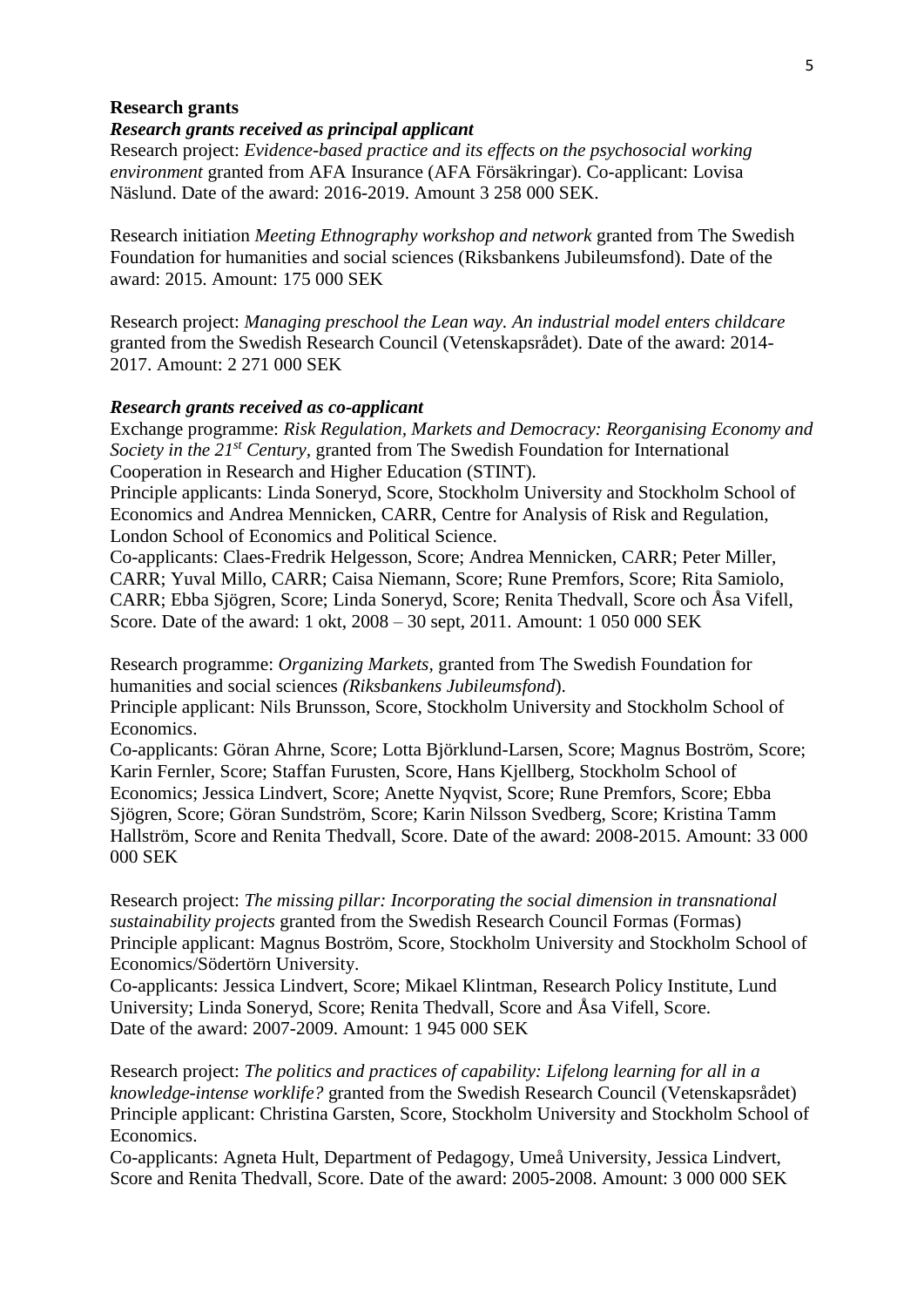**Research grants**

***Research grants received as principal applicant***

Research project: *Evidence-based practice and its effects on the psychosocial working environment* granted from AFA Insurance (AFA Försäkringar). Co-applicant: Lovisa Näslund. Date of the award: 2016-2019. Amount 3 258 000 SEK.

Research initiation *Meeting Ethnography workshop and network* granted from The Swedish Foundation for humanities and social sciences (Riksbankens Jubileumsfond). Date of the award: 2015. Amount: 175 000 SEK

Research project: *Managing preschool the Lean way. An industrial model enters childcare* granted from the Swedish Research Council (Vetenskapsrådet). Date of the award: 2014-2017. Amount: 2 271 000 SEK

***Research grants received as co-applicant***

Exchange programme: *Risk Regulation, Markets and Democracy: Reorganising Economy and Society in the 21st Century,* granted from The Swedish Foundation for International Cooperation in Research and Higher Education (STINT).
Principle applicants: Linda Soneryd, Score, Stockholm University and Stockholm School of Economics and Andrea Mennicken, CARR, Centre for Analysis of Risk and Regulation, London School of Economics and Political Science.
Co-applicants: Claes-Fredrik Helgesson, Score; Andrea Mennicken, CARR; Peter Miller, CARR; Yuval Millo, CARR; Caisa Niemann, Score; Rune Premfors, Score; Rita Samiolo, CARR; Ebba Sjögren, Score; Linda Soneryd, Score; Renita Thedvall, Score och Åsa Vifell, Score. Date of the award: 1 okt, 2008 – 30 sept, 2011. Amount: 1 050 000 SEK

Research programme: *Organizing Markets,* granted from The Swedish Foundation for humanities and social sciences *(Riksbankens Jubileumsfond*).
Principle applicant: Nils Brunsson, Score, Stockholm University and Stockholm School of Economics.
Co-applicants: Göran Ahrne, Score; Lotta Björklund-Larsen, Score; Magnus Boström, Score; Karin Fernler, Score; Staffan Furusten, Score, Hans Kjellberg, Stockholm School of Economics; Jessica Lindvert, Score; Anette Nyqvist, Score; Rune Premfors, Score; Ebba Sjögren, Score; Göran Sundström, Score; Karin Nilsson Svedberg, Score; Kristina Tamm Hallström, Score and Renita Thedvall, Score. Date of the award: 2008-2015. Amount: 33 000 000 SEK

Research project: *The missing pillar: Incorporating the social dimension in transnational sustainability projects* granted from the Swedish Research Council Formas (Formas)
Principle applicant: Magnus Boström, Score, Stockholm University and Stockholm School of Economics/Södertörn University.
Co-applicants: Jessica Lindvert, Score; Mikael Klintman, Research Policy Institute, Lund University; Linda Soneryd, Score; Renita Thedvall, Score and Åsa Vifell, Score.
Date of the award: 2007-2009. Amount: 1 945 000 SEK

Research project: *The politics and practices of capability: Lifelong learning for all in a knowledge-intense worklife?* granted from the Swedish Research Council (Vetenskapsrådet)
Principle applicant: Christina Garsten, Score, Stockholm University and Stockholm School of Economics.
Co-applicants: Agneta Hult, Department of Pedagogy, Umeå University, Jessica Lindvert, Score and Renita Thedvall, Score. Date of the award: 2005-2008. Amount: 3 000 000 SEK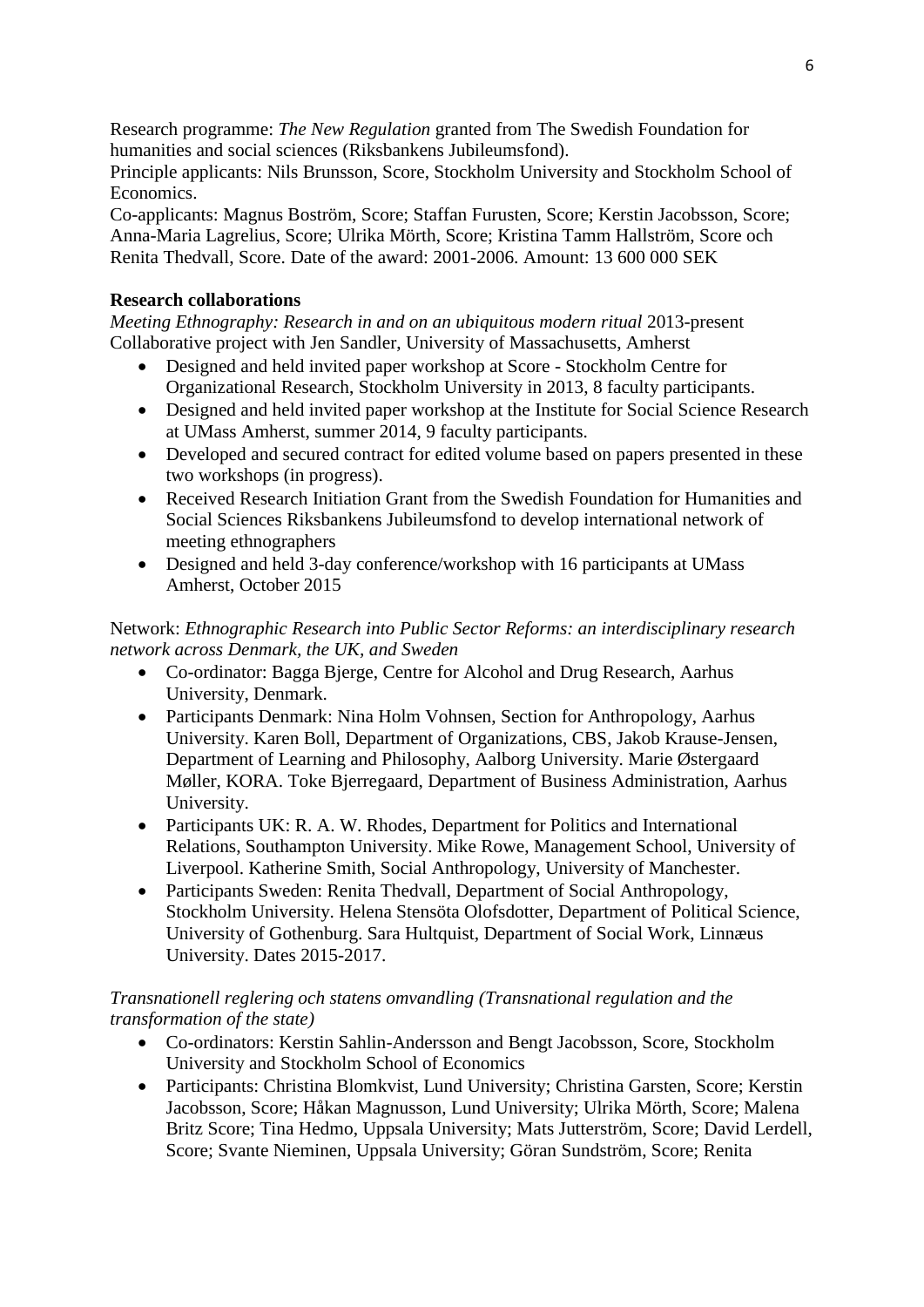Research programme: *The New Regulation* granted from The Swedish Foundation for humanities and social sciences (Riksbankens Jubileumsfond).
Principle applicants: Nils Brunsson, Score, Stockholm University and Stockholm School of Economics.
Co-applicants: Magnus Boström, Score; Staffan Furusten, Score; Kerstin Jacobsson, Score; Anna-Maria Lagrelius, Score; Ulrika Mörth, Score; Kristina Tamm Hallström, Score och Renita Thedvall, Score. Date of the award: 2001-2006. Amount: 13 600 000 SEK

**Research collaborations**

*Meeting Ethnography: Research in and on an ubiquitous modern ritual* 2013-present
Collaborative project with Jen Sandler, University of Massachusetts, Amherst

- Designed and held invited paper workshop at Score - Stockholm Centre for Organizational Research, Stockholm University in 2013, 8 faculty participants.
- Designed and held invited paper workshop at the Institute for Social Science Research at UMass Amherst, summer 2014, 9 faculty participants.
- Developed and secured contract for edited volume based on papers presented in these two workshops (in progress).
- Received Research Initiation Grant from the Swedish Foundation for Humanities and Social Sciences Riksbankens Jubileumsfond to develop international network of meeting ethnographers
- Designed and held 3-day conference/workshop with 16 participants at UMass Amherst, October 2015

Network: *Ethnographic Research into Public Sector Reforms: an interdisciplinary research network across Denmark, the UK, and Sweden*

- Co-ordinator: Bagga Bjerge, Centre for Alcohol and Drug Research, Aarhus University, Denmark.
- Participants Denmark: Nina Holm Vohnsen, Section for Anthropology, Aarhus University. Karen Boll, Department of Organizations, CBS, Jakob Krause-Jensen, Department of Learning and Philosophy, Aalborg University. Marie Østergaard Møller, KORA. Toke Bjerregaard, Department of Business Administration, Aarhus University.
- Participants UK: R. A. W. Rhodes, Department for Politics and International Relations, Southampton University. Mike Rowe, Management School, University of Liverpool. Katherine Smith, Social Anthropology, University of Manchester.
- Participants Sweden: Renita Thedvall, Department of Social Anthropology, Stockholm University. Helena Stensöta Olofsdotter, Department of Political Science, University of Gothenburg. Sara Hultquist, Department of Social Work, Linnæus University. Dates 2015-2017.

*Transnationell reglering och statens omvandling (Transnational regulation and the transformation of the state)*

- Co-ordinators: Kerstin Sahlin-Andersson and Bengt Jacobsson, Score, Stockholm University and Stockholm School of Economics
- Participants: Christina Blomkvist, Lund University; Christina Garsten, Score; Kerstin Jacobsson, Score; Håkan Magnusson, Lund University; Ulrika Mörth, Score; Malena Britz Score; Tina Hedmo, Uppsala University; Mats Jutterström, Score; David Lerdell, Score; Svante Nieminen, Uppsala University; Göran Sundström, Score; Renita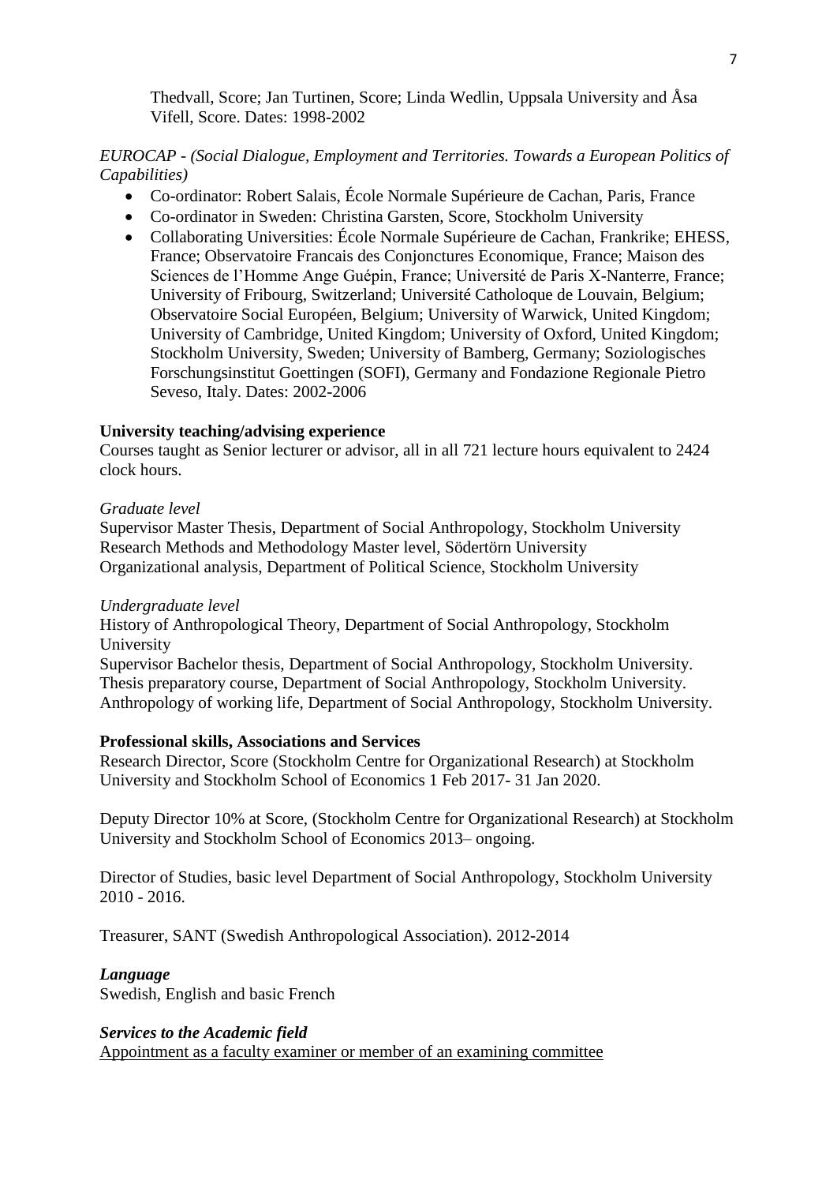Thedvall, Score; Jan Turtinen, Score; Linda Wedlin, Uppsala University and Åsa Vifell, Score. Dates: 1998-2002

*EUROCAP - (Social Dialogue, Employment and Territories. Towards a European Politics of Capabilities)*

- Co-ordinator: Robert Salais, École Normale Supérieure de Cachan, Paris, France
- Co-ordinator in Sweden: Christina Garsten, Score, Stockholm University
- Collaborating Universities: École Normale Supérieure de Cachan, Frankrike; EHESS, France; Observatoire Francais des Conjonctures Economique, France; Maison des Sciences de l'Homme Ange Guépin, France; Université de Paris X-Nanterre, France; University of Fribourg, Switzerland; Université Catholoque de Louvain, Belgium; Observatoire Social Européen, Belgium; University of Warwick, United Kingdom; University of Cambridge, United Kingdom; University of Oxford, United Kingdom; Stockholm University, Sweden; University of Bamberg, Germany; Soziologisches Forschungsinstitut Goettingen (SOFI), Germany and Fondazione Regionale Pietro Seveso, Italy. Dates: 2002-2006

**University teaching/advising experience**

Courses taught as Senior lecturer or advisor, all in all 721 lecture hours equivalent to 2424 clock hours.

*Graduate level*

Supervisor Master Thesis, Department of Social Anthropology, Stockholm University
Research Methods and Methodology Master level, Södertörn University
Organizational analysis, Department of Political Science, Stockholm University

*Undergraduate level*

History of Anthropological Theory, Department of Social Anthropology, Stockholm University
Supervisor Bachelor thesis, Department of Social Anthropology, Stockholm University.
Thesis preparatory course, Department of Social Anthropology, Stockholm University.
Anthropology of working life, Department of Social Anthropology, Stockholm University.

**Professional skills, Associations and Services**

Research Director, Score (Stockholm Centre for Organizational Research) at Stockholm University and Stockholm School of Economics 1 Feb 2017- 31 Jan 2020.

Deputy Director 10% at Score, (Stockholm Centre for Organizational Research) at Stockholm University and Stockholm School of Economics 2013– ongoing.

Director of Studies, basic level Department of Social Anthropology, Stockholm University 2010 - 2016.

Treasurer, SANT (Swedish Anthropological Association). 2012-2014

***Language***

Swedish, English and basic French

***Services to the Academic field***

Appointment as a faculty examiner or member of an examining committee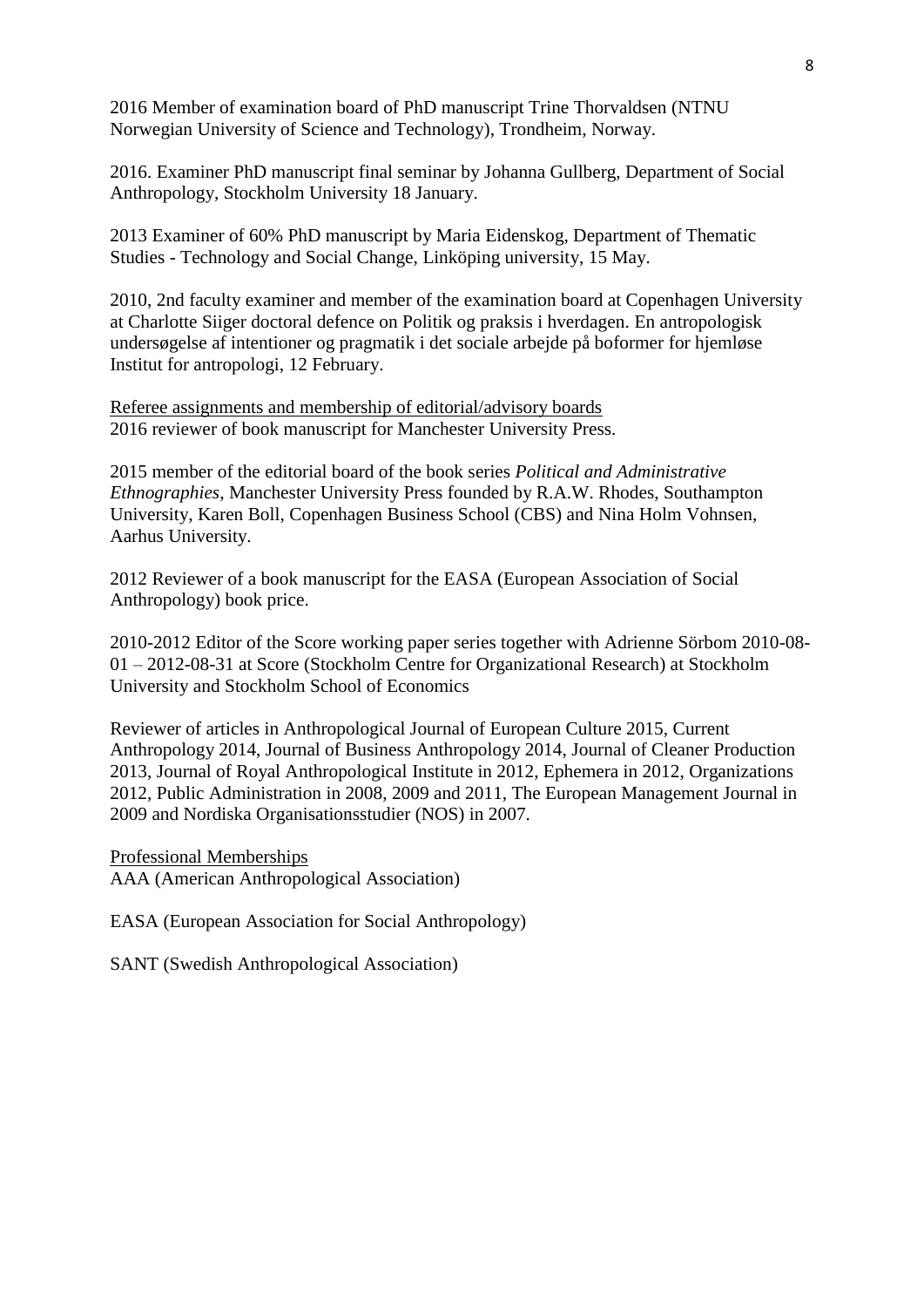2016 Member of examination board of PhD manuscript Trine Thorvaldsen (NTNU Norwegian University of Science and Technology), Trondheim, Norway.

2016. Examiner PhD manuscript final seminar by Johanna Gullberg, Department of Social Anthropology, Stockholm University 18 January.

2013 Examiner of 60% PhD manuscript by Maria Eidenskog, Department of Thematic Studies - Technology and Social Change, Linköping university, 15 May.

2010, 2nd faculty examiner and member of the examination board at Copenhagen University at Charlotte Siiger doctoral defence on Politik og praksis i hverdagen. En antropologisk undersøgelse af intentioner og pragmatik i det sociale arbejde på boformer for hjemløse Institut for antropologi, 12 February.

<u>Referee assignments and membership of editorial/advisory boards</u>
2016 reviewer of book manuscript for Manchester University Press.

2015 member of the editorial board of the book series *Political and Administrative Ethnographies*, Manchester University Press founded by R.A.W. Rhodes, Southampton University, Karen Boll, Copenhagen Business School (CBS) and Nina Holm Vohnsen, Aarhus University.

2012 Reviewer of a book manuscript for the EASA (European Association of Social Anthropology) book price.

2010-2012 Editor of the Score working paper series together with Adrienne Sörbom 2010-08-01 – 2012-08-31 at Score (Stockholm Centre for Organizational Research) at Stockholm University and Stockholm School of Economics

Reviewer of articles in Anthropological Journal of European Culture 2015, Current Anthropology 2014, Journal of Business Anthropology 2014, Journal of Cleaner Production 2013, Journal of Royal Anthropological Institute in 2012, Ephemera in 2012, Organizations 2012, Public Administration in 2008, 2009 and 2011, The European Management Journal in 2009 and Nordiska Organisationsstudier (NOS) in 2007.

<u>Professional Memberships</u>
AAA (American Anthropological Association)

EASA (European Association for Social Anthropology)

SANT (Swedish Anthropological Association)